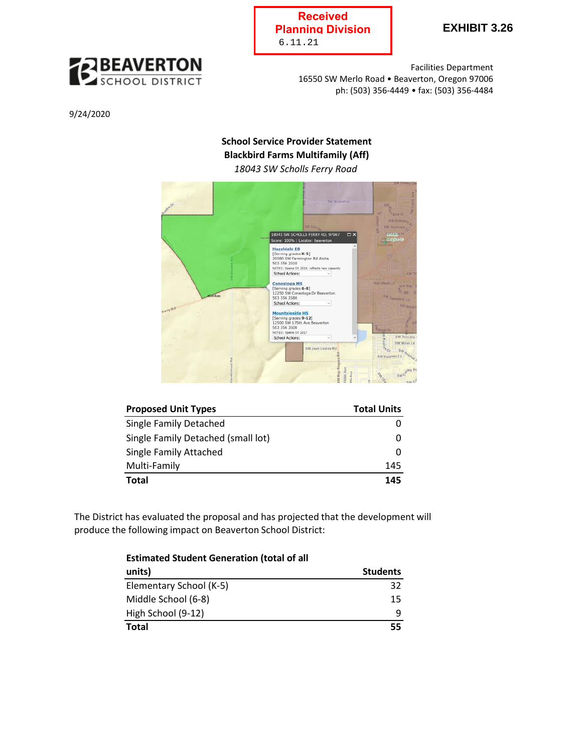Received
Planning Division
6.11.21

EXHIBIT 3.26

BEAVERTON SCHOOL DISTRICT

Facilities Department
16550 SW Merlo Road • Beaverton, Oregon 97006
ph: (503) 356-4449 • fax: (503) 356-4484

9/24/2020

**School Service Provider Statement**
**Blackbird Farms Multifamily (Aff)**
*18043 SW Scholls Ferry Road*

18043 SW SCHOLLS FERRY RD, 97007
Score: 100% | Locator: beaverton

Hazeldale ES
[Serving grades K-5]
20080 SW Farmington Rd Aloha
503 356 2010
NOTES: Opens SY 2019, reflects new capacity

Conestoga MS
[Serving grades 6-8]
12250 SW Conestoga Dr Beaverton
503 356 2580

Mountainside HS
[Serving grades 9-12]
12500 SW 175th Ave Beaverton
503 356 3500
NOTES: Opens SY 2017

| Proposed Unit Types | Total Units |
|---|---|
| Single Family Detached | 0 |
| Single Family Detached (small lot) | 0 |
| Single Family Attached | 0 |
| Multi-Family | 145 |
| **Total** | **145** |

The District has evaluated the proposal and has projected that the development will produce the following impact on Beaverton School District:

| Estimated Student Generation (total of all units) | Students |
|---|---|
| Elementary School (K-5) | 32 |
| Middle School (6-8) | 15 |
| High School (9-12) | 9 |
| **Total** | **55** |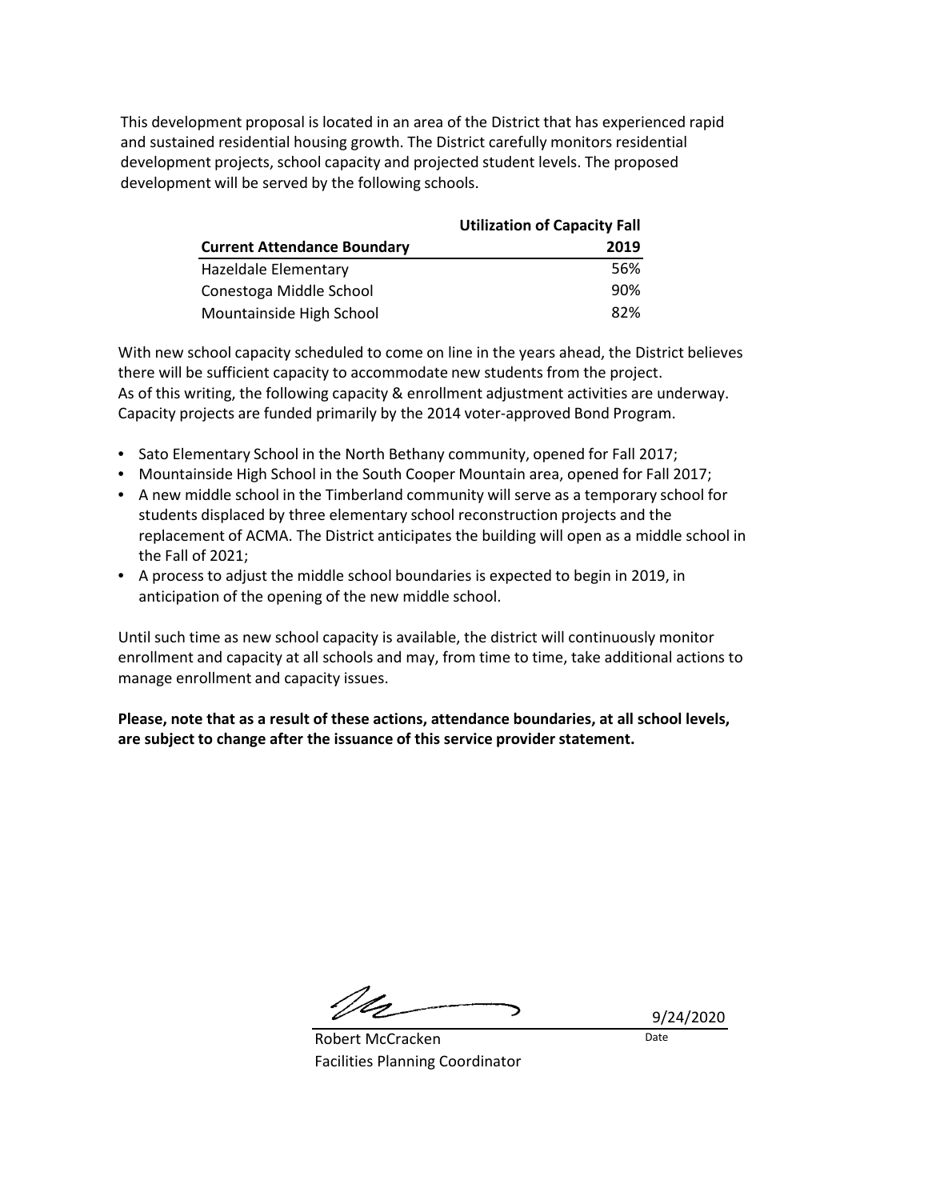This development proposal is located in an area of the District that has experienced rapid and sustained residential housing growth. The District carefully monitors residential development projects, school capacity and projected student levels. The proposed development will be served by the following schools.

| Current Attendance Boundary | Utilization of Capacity Fall 2019 |
|---|---|
| Hazeldale Elementary | 56% |
| Conestoga Middle School | 90% |
| Mountainside High School | 82% |

With new school capacity scheduled to come on line in the years ahead, the District believes there will be sufficient capacity to accommodate new students from the project. As of this writing, the following capacity & enrollment adjustment activities are underway. Capacity projects are funded primarily by the 2014 voter-approved Bond Program.

- Sato Elementary School in the North Bethany community, opened for Fall 2017;
- Mountainside High School in the South Cooper Mountain area, opened for Fall 2017;
- A new middle school in the Timberland community will serve as a temporary school for students displaced by three elementary school reconstruction projects and the replacement of ACMA. The District anticipates the building will open as a middle school in the Fall of 2021;
- A process to adjust the middle school boundaries is expected to begin in 2019, in anticipation of the opening of the new middle school.

Until such time as new school capacity is available, the district will continuously monitor enrollment and capacity at all schools and may, from time to time, take additional actions to manage enrollment and capacity issues.

**Please, note that as a result of these actions, attendance boundaries, at all school levels, are subject to change after the issuance of this service provider statement.**

Robert McCracken
Facilities Planning Coordinator

9/24/2020
Date